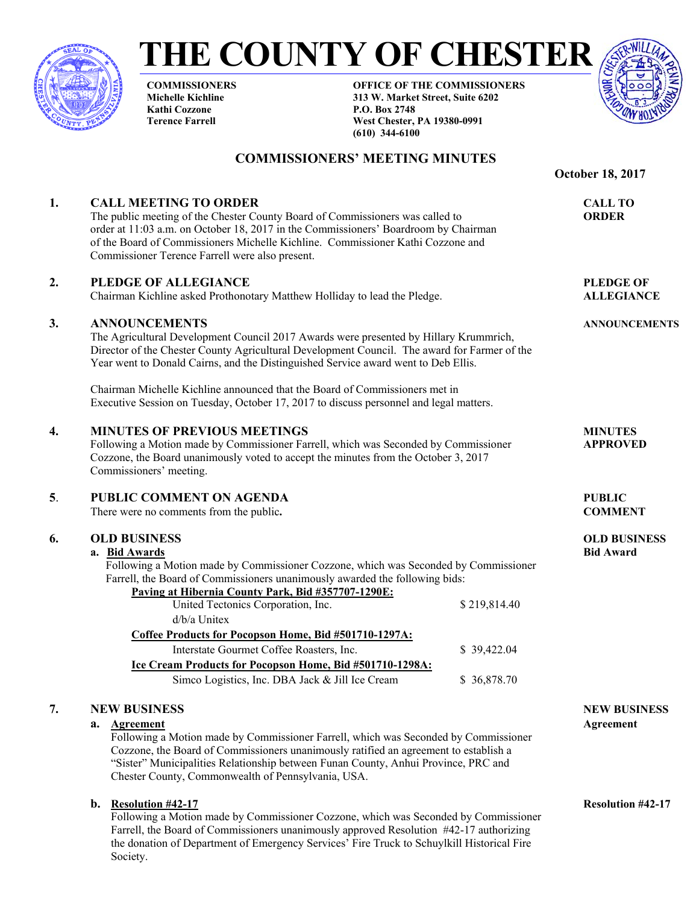# THE COUNTY OF CHESTER

**COMMISSIONERS**
**Michelle Kichline**
**Kathi Cozzone**
**Terence Farrell**

**OFFICE OF THE COMMISSIONERS**
**313 W. Market Street, Suite 6202**
**P.O. Box 2748**
**West Chester, PA 19380-0991**
**(610) 344-6100**

## COMMISSIONERS' MEETING MINUTES

**October 18, 2017**

### 1. CALL MEETING TO ORDER

**CALL TO ORDER**

The public meeting of the Chester County Board of Commissioners was called to order at 11:03 a.m. on October 18, 2017 in the Commissioners' Boardroom by Chairman of the Board of Commissioners Michelle Kichline. Commissioner Kathi Cozzone and Commissioner Terence Farrell were also present.

### 2. PLEDGE OF ALLEGIANCE

**PLEDGE OF ALLEGIANCE**

Chairman Kichline asked Prothonotary Matthew Holliday to lead the Pledge.

### 3. ANNOUNCEMENTS

**ANNOUNCEMENTS**

The Agricultural Development Council 2017 Awards were presented by Hillary Krummrich, Director of the Chester County Agricultural Development Council. The award for Farmer of the Year went to Donald Cairns, and the Distinguished Service award went to Deb Ellis.

Chairman Michelle Kichline announced that the Board of Commissioners met in Executive Session on Tuesday, October 17, 2017 to discuss personnel and legal matters.

### 4. MINUTES OF PREVIOUS MEETINGS

**MINUTES APPROVED**

Following a Motion made by Commissioner Farrell, which was Seconded by Commissioner Cozzone, the Board unanimously voted to accept the minutes from the October 3, 2017 Commissioners' meeting.

### 5. PUBLIC COMMENT ON AGENDA

**PUBLIC COMMENT**

There were no comments from the public**.**

### 6. OLD BUSINESS

**OLD BUSINESS**
**Bid Award**

**a. Bid Awards**

Following a Motion made by Commissioner Cozzone, which was Seconded by Commissioner Farrell, the Board of Commissioners unanimously awarded the following bids:

**Paving at Hibernia County Park, Bid #357707-1290E:**

| | |
|---|---|
| United Tectonics Corporation, Inc. d/b/a Unitex | $ 219,814.40 |

**Coffee Products for Pocopson Home, Bid #501710-1297A:**

| | |
|---|---|
| Interstate Gourmet Coffee Roasters, Inc. | $ 39,422.04 |

**Ice Cream Products for Pocopson Home, Bid #501710-1298A:**

| | |
|---|---|
| Simco Logistics, Inc. DBA Jack & Jill Ice Cream | $ 36,878.70 |

### 7. NEW BUSINESS

**NEW BUSINESS**
**Agreement**

**a. Agreement**

Following a Motion made by Commissioner Farrell, which was Seconded by Commissioner Cozzone, the Board of Commissioners unanimously ratified an agreement to establish a "Sister" Municipalities Relationship between Funan County, Anhui Province, PRC and Chester County, Commonwealth of Pennsylvania, USA.

**Resolution #42-17**

**b. Resolution #42-17**

Following a Motion made by Commissioner Cozzone, which was Seconded by Commissioner Farrell, the Board of Commissioners unanimously approved Resolution #42-17 authorizing the donation of Department of Emergency Services' Fire Truck to Schuylkill Historical Fire Society.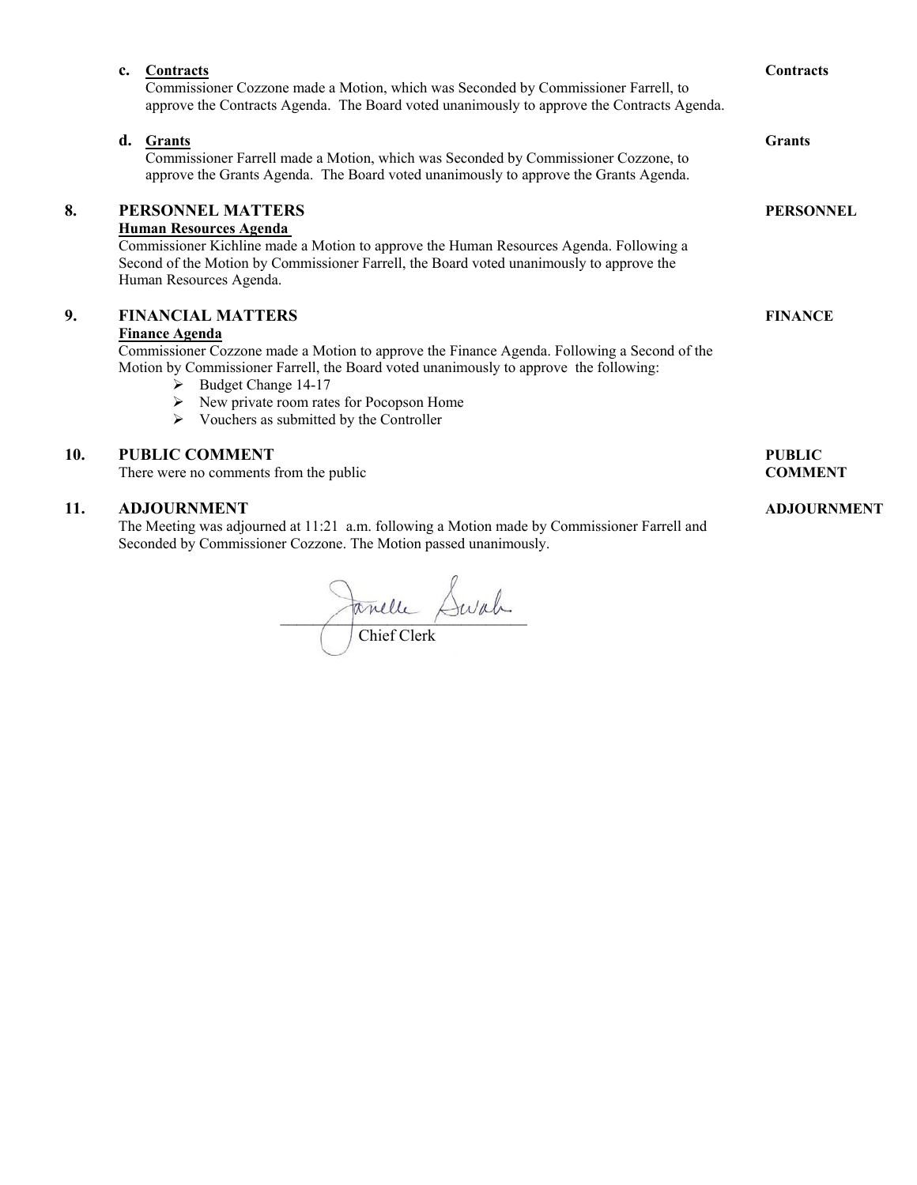**c. Contracts** — **Contracts**

Commissioner Cozzone made a Motion, which was Seconded by Commissioner Farrell, to approve the Contracts Agenda. The Board voted unanimously to approve the Contracts Agenda.

**d. Grants** — **Grants**

Commissioner Farrell made a Motion, which was Seconded by Commissioner Cozzone, to approve the Grants Agenda. The Board voted unanimously to approve the Grants Agenda.

## 8. PERSONNEL MATTERS — PERSONNEL

**Human Resources Agenda**

Commissioner Kichline made a Motion to approve the Human Resources Agenda. Following a Second of the Motion by Commissioner Farrell, the Board voted unanimously to approve the Human Resources Agenda.

## 9. FINANCIAL MATTERS — FINANCE

**Finance Agenda**

Commissioner Cozzone made a Motion to approve the Finance Agenda. Following a Second of the Motion by Commissioner Farrell, the Board voted unanimously to approve the following:

- Budget Change 14-17
- New private room rates for Pocopson Home
- Vouchers as submitted by the Controller

## 10. PUBLIC COMMENT — PUBLIC COMMENT

There were no comments from the public

## 11. ADJOURNMENT — ADJOURNMENT

The Meeting was adjourned at 11:21 a.m. following a Motion made by Commissioner Farrell and Seconded by Commissioner Cozzone. The Motion passed unanimously.

Janelle Swab

Chief Clerk